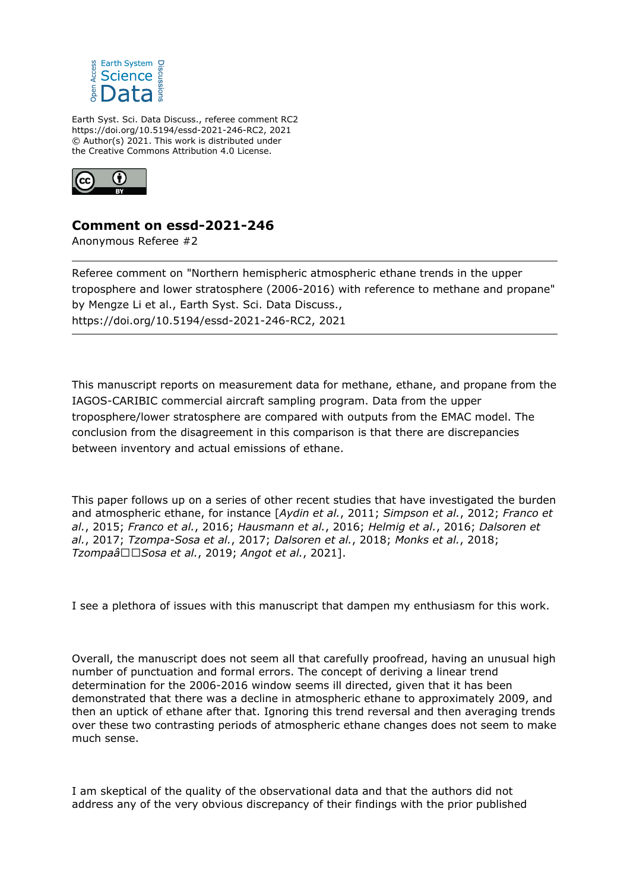Earth Syst. Sci. Data Discuss., referee comment RC2
https://doi.org/10.5194/essd-2021-246-RC2, 2021
© Author(s) 2021. This work is distributed under
the Creative Commons Attribution 4.0 License.

## Comment on essd-2021-246

Anonymous Referee #2

---

Referee comment on "Northern hemispheric atmospheric ethane trends in the upper troposphere and lower stratosphere (2006-2016) with reference to methane and propane" by Mengze Li et al., Earth Syst. Sci. Data Discuss., https://doi.org/10.5194/essd-2021-246-RC2, 2021

---

This manuscript reports on measurement data for methane, ethane, and propane from the IAGOS-CARIBIC commercial aircraft sampling program. Data from the upper troposphere/lower stratosphere are compared with outputs from the EMAC model. The conclusion from the disagreement in this comparison is that there are discrepancies between inventory and actual emissions of ethane.

This paper follows up on a series of other recent studies that have investigated the burden and atmospheric ethane, for instance [*Aydin et al.*, 2011; *Simpson et al.*, 2012; *Franco et al.*, 2015; *Franco et al.*, 2016; *Hausmann et al.*, 2016; *Helmig et al.*, 2016; *Dalsoren et al.*, 2017; *Tzompa-Sosa et al.*, 2017; *Dalsoren et al.*, 2018; *Monks et al.*, 2018; *Tzompaâ□□Sosa et al.*, 2019; *Angot et al.*, 2021].

I see a plethora of issues with this manuscript that dampen my enthusiasm for this work.

Overall, the manuscript does not seem all that carefully proofread, having an unusual high number of punctuation and formal errors. The concept of deriving a linear trend determination for the 2006-2016 window seems ill directed, given that it has been demonstrated that there was a decline in atmospheric ethane to approximately 2009, and then an uptick of ethane after that. Ignoring this trend reversal and then averaging trends over these two contrasting periods of atmospheric ethane changes does not seem to make much sense.

I am skeptical of the quality of the observational data and that the authors did not address any of the very obvious discrepancy of their findings with the prior published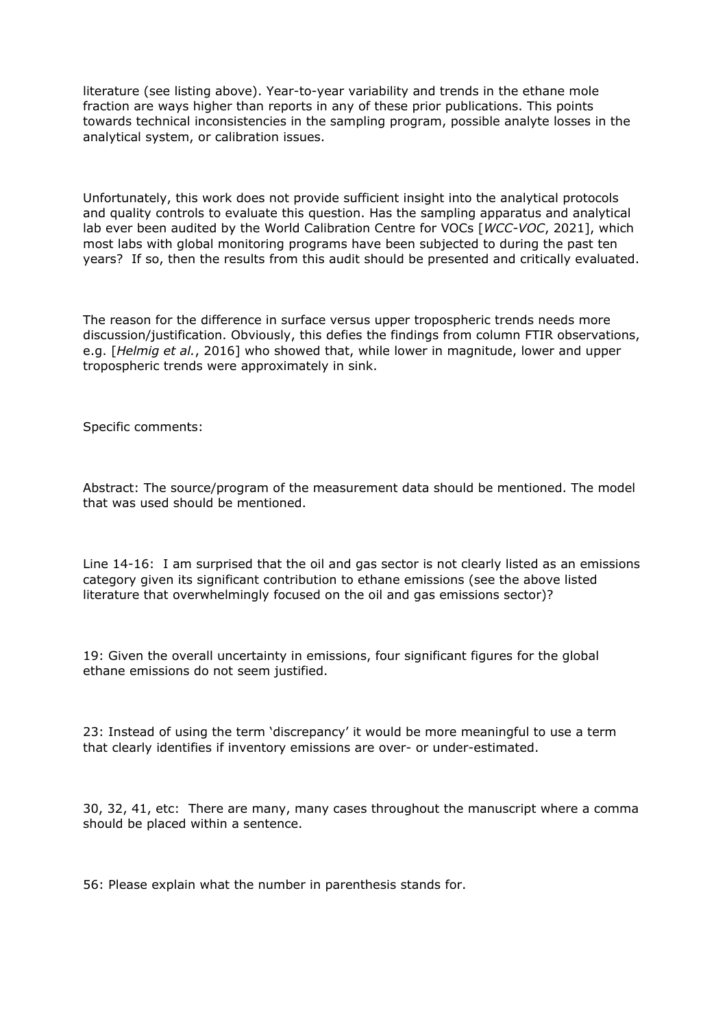literature (see listing above). Year-to-year variability and trends in the ethane mole fraction are ways higher than reports in any of these prior publications. This points towards technical inconsistencies in the sampling program, possible analyte losses in the analytical system, or calibration issues.

Unfortunately, this work does not provide sufficient insight into the analytical protocols and quality controls to evaluate this question. Has the sampling apparatus and analytical lab ever been audited by the World Calibration Centre for VOCs [*WCC-VOC*, 2021], which most labs with global monitoring programs have been subjected to during the past ten years? If so, then the results from this audit should be presented and critically evaluated.

The reason for the difference in surface versus upper tropospheric trends needs more discussion/justification. Obviously, this defies the findings from column FTIR observations, e.g. [*Helmig et al.*, 2016] who showed that, while lower in magnitude, lower and upper tropospheric trends were approximately in sink.

Specific comments:

Abstract: The source/program of the measurement data should be mentioned. The model that was used should be mentioned.

Line 14-16: I am surprised that the oil and gas sector is not clearly listed as an emissions category given its significant contribution to ethane emissions (see the above listed literature that overwhelmingly focused on the oil and gas emissions sector)?

19: Given the overall uncertainty in emissions, four significant figures for the global ethane emissions do not seem justified.

23: Instead of using the term 'discrepancy' it would be more meaningful to use a term that clearly identifies if inventory emissions are over- or under-estimated.

30, 32, 41, etc: There are many, many cases throughout the manuscript where a comma should be placed within a sentence.

56: Please explain what the number in parenthesis stands for.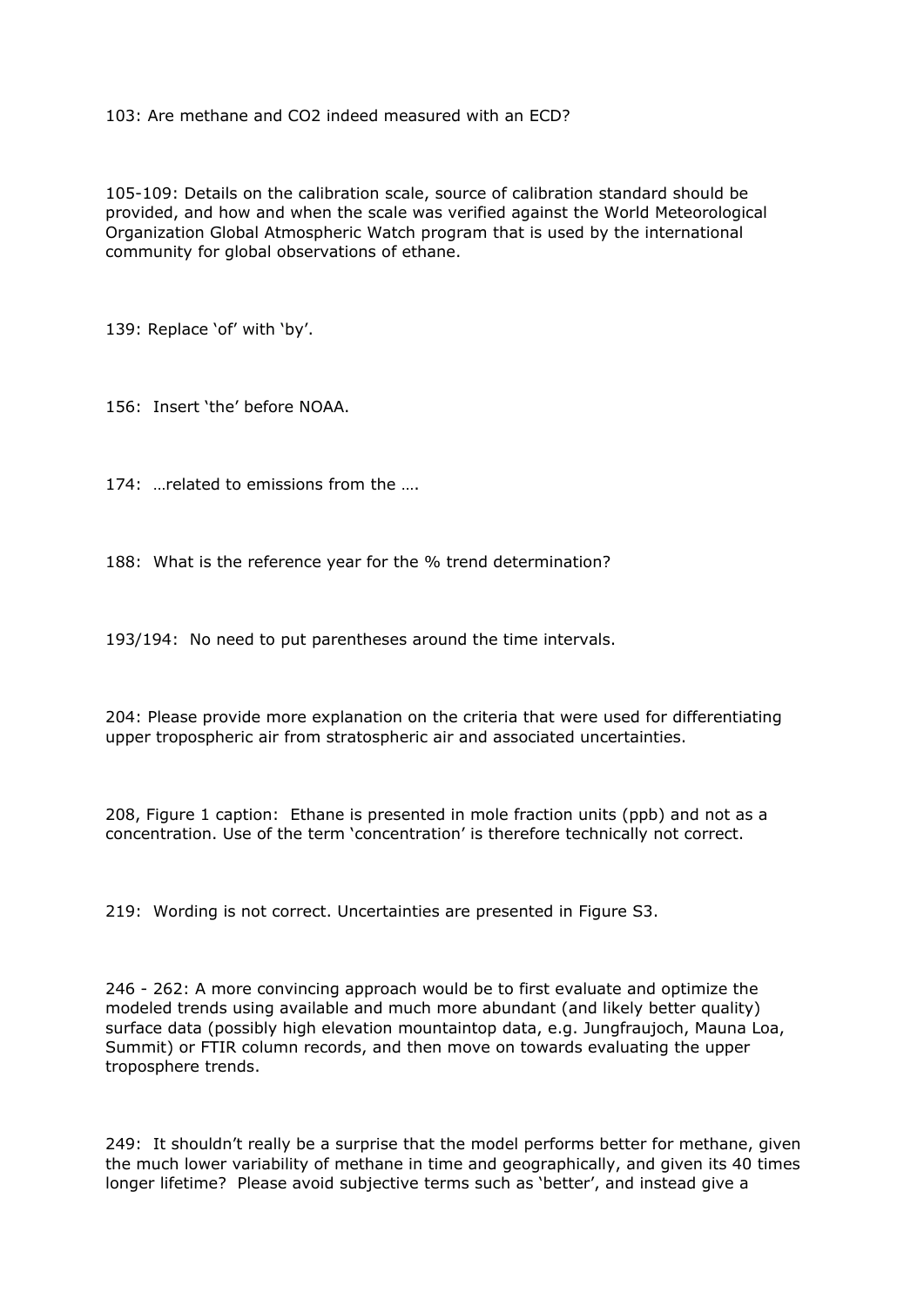103: Are methane and $CO_2$ indeed measured with an ECD?

105-109: Details on the calibration scale, source of calibration standard should be provided, and how and when the scale was verified against the World Meteorological Organization Global Atmospheric Watch program that is used by the international community for global observations of ethane.

139: Replace 'of' with 'by'.

156: Insert 'the' before NOAA.

174: …related to emissions from the ….

188: What is the reference year for the % trend determination?

193/194: No need to put parentheses around the time intervals.

204: Please provide more explanation on the criteria that were used for differentiating upper tropospheric air from stratospheric air and associated uncertainties.

208, Figure 1 caption: Ethane is presented in mole fraction units (ppb) and not as a concentration. Use of the term 'concentration' is therefore technically not correct.

219: Wording is not correct. Uncertainties are presented in Figure S3.

246 - 262: A more convincing approach would be to first evaluate and optimize the modeled trends using available and much more abundant (and likely better quality) surface data (possibly high elevation mountaintop data, e.g. Jungfraujoch, Mauna Loa, Summit) or FTIR column records, and then move on towards evaluating the upper troposphere trends.

249: It shouldn't really be a surprise that the model performs better for methane, given the much lower variability of methane in time and geographically, and given its 40 times longer lifetime? Please avoid subjective terms such as 'better', and instead give a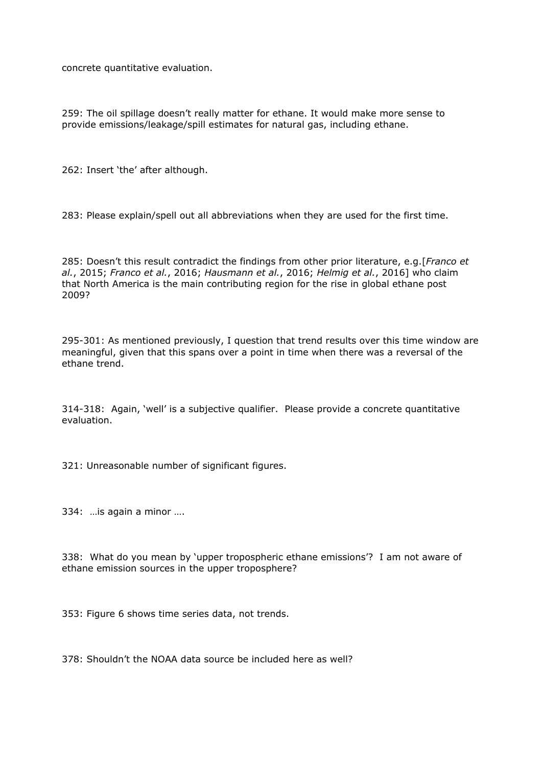concrete quantitative evaluation.

259: The oil spillage doesn't really matter for ethane. It would make more sense to provide emissions/leakage/spill estimates for natural gas, including ethane.

262: Insert 'the' after although.

283: Please explain/spell out all abbreviations when they are used for the first time.

285: Doesn't this result contradict the findings from other prior literature, e.g.[*Franco et al.*, 2015; *Franco et al.*, 2016; *Hausmann et al.*, 2016; *Helmig et al.*, 2016] who claim that North America is the main contributing region for the rise in global ethane post 2009?

295-301: As mentioned previously, I question that trend results over this time window are meaningful, given that this spans over a point in time when there was a reversal of the ethane trend.

314-318: Again, 'well' is a subjective qualifier. Please provide a concrete quantitative evaluation.

321: Unreasonable number of significant figures.

334: …is again a minor ….

338: What do you mean by 'upper tropospheric ethane emissions'? I am not aware of ethane emission sources in the upper troposphere?

353: Figure 6 shows time series data, not trends.

378: Shouldn't the NOAA data source be included here as well?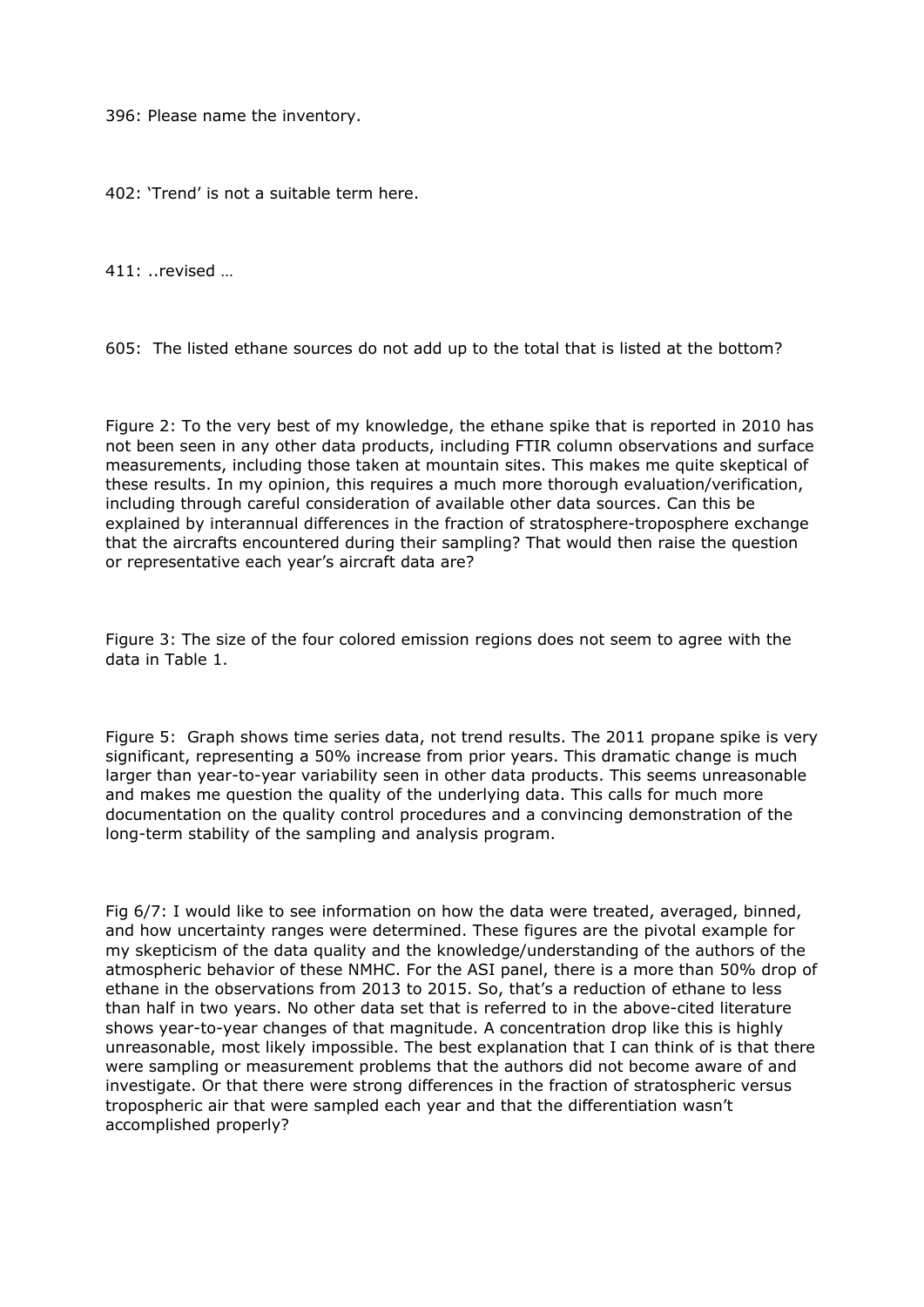396: Please name the inventory.

402: 'Trend' is not a suitable term here.

411: ..revised …

605: The listed ethane sources do not add up to the total that is listed at the bottom?

Figure 2: To the very best of my knowledge, the ethane spike that is reported in 2010 has not been seen in any other data products, including FTIR column observations and surface measurements, including those taken at mountain sites. This makes me quite skeptical of these results. In my opinion, this requires a much more thorough evaluation/verification, including through careful consideration of available other data sources. Can this be explained by interannual differences in the fraction of stratosphere-troposphere exchange that the aircrafts encountered during their sampling? That would then raise the question or representative each year's aircraft data are?

Figure 3: The size of the four colored emission regions does not seem to agree with the data in Table 1.

Figure 5: Graph shows time series data, not trend results. The 2011 propane spike is very significant, representing a 50% increase from prior years. This dramatic change is much larger than year-to-year variability seen in other data products. This seems unreasonable and makes me question the quality of the underlying data. This calls for much more documentation on the quality control procedures and a convincing demonstration of the long-term stability of the sampling and analysis program.

Fig 6/7: I would like to see information on how the data were treated, averaged, binned, and how uncertainty ranges were determined. These figures are the pivotal example for my skepticism of the data quality and the knowledge/understanding of the authors of the atmospheric behavior of these NMHC. For the ASI panel, there is a more than 50% drop of ethane in the observations from 2013 to 2015. So, that's a reduction of ethane to less than half in two years. No other data set that is referred to in the above-cited literature shows year-to-year changes of that magnitude. A concentration drop like this is highly unreasonable, most likely impossible. The best explanation that I can think of is that there were sampling or measurement problems that the authors did not become aware of and investigate. Or that there were strong differences in the fraction of stratospheric versus tropospheric air that were sampled each year and that the differentiation wasn't accomplished properly?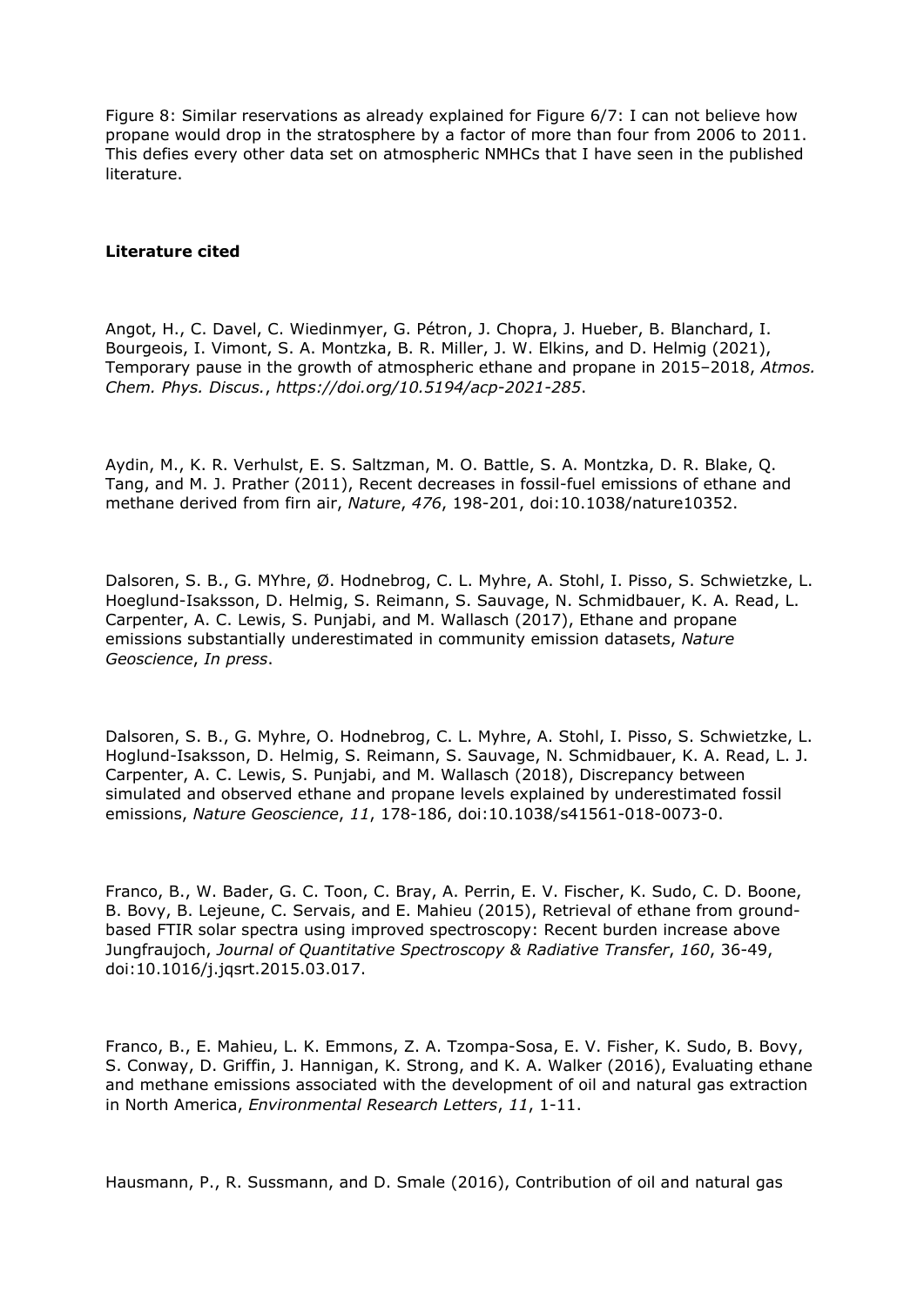Figure 8: Similar reservations as already explained for Figure 6/7: I can not believe how propane would drop in the stratosphere by a factor of more than four from 2006 to 2011. This defies every other data set on atmospheric NMHCs that I have seen in the published literature.

**Literature cited**

Angot, H., C. Davel, C. Wiedinmyer, G. Pétron, J. Chopra, J. Hueber, B. Blanchard, I. Bourgeois, I. Vimont, S. A. Montzka, B. R. Miller, J. W. Elkins, and D. Helmig (2021), Temporary pause in the growth of atmospheric ethane and propane in 2015–2018, *Atmos. Chem. Phys. Discus.*, *https://doi.org/10.5194/acp-2021-285*.

Aydin, M., K. R. Verhulst, E. S. Saltzman, M. O. Battle, S. A. Montzka, D. R. Blake, Q. Tang, and M. J. Prather (2011), Recent decreases in fossil-fuel emissions of ethane and methane derived from firn air, *Nature*, *476*, 198-201, doi:10.1038/nature10352.

Dalsoren, S. B., G. MYhre, Ø. Hodnebrog, C. L. Myhre, A. Stohl, I. Pisso, S. Schwietzke, L. Hoeglund-Isaksson, D. Helmig, S. Reimann, S. Sauvage, N. Schmidbauer, K. A. Read, L. Carpenter, A. C. Lewis, S. Punjabi, and M. Wallasch (2017), Ethane and propane emissions substantially underestimated in community emission datasets, *Nature Geoscience*, *In press*.

Dalsoren, S. B., G. Myhre, O. Hodnebrog, C. L. Myhre, A. Stohl, I. Pisso, S. Schwietzke, L. Hoglund-Isaksson, D. Helmig, S. Reimann, S. Sauvage, N. Schmidbauer, K. A. Read, L. J. Carpenter, A. C. Lewis, S. Punjabi, and M. Wallasch (2018), Discrepancy between simulated and observed ethane and propane levels explained by underestimated fossil emissions, *Nature Geoscience*, *11*, 178-186, doi:10.1038/s41561-018-0073-0.

Franco, B., W. Bader, G. C. Toon, C. Bray, A. Perrin, E. V. Fischer, K. Sudo, C. D. Boone, B. Bovy, B. Lejeune, C. Servais, and E. Mahieu (2015), Retrieval of ethane from ground-based FTIR solar spectra using improved spectroscopy: Recent burden increase above Jungfraujoch, *Journal of Quantitative Spectroscopy & Radiative Transfer*, *160*, 36-49, doi:10.1016/j.jqsrt.2015.03.017.

Franco, B., E. Mahieu, L. K. Emmons, Z. A. Tzompa-Sosa, E. V. Fisher, K. Sudo, B. Bovy, S. Conway, D. Griffin, J. Hannigan, K. Strong, and K. A. Walker (2016), Evaluating ethane and methane emissions associated with the development of oil and natural gas extraction in North America, *Environmental Research Letters*, *11*, 1-11.

Hausmann, P., R. Sussmann, and D. Smale (2016), Contribution of oil and natural gas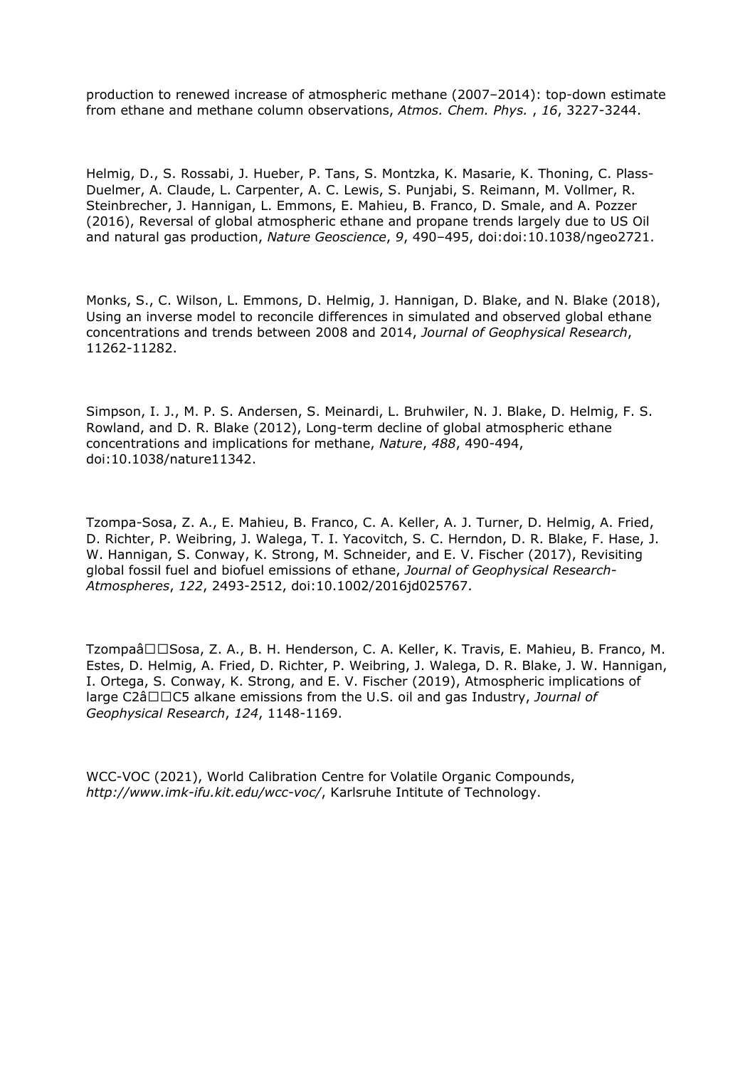production to renewed increase of atmospheric methane (2007–2014): top-down estimate from ethane and methane column observations, *Atmos. Chem. Phys.* , *16*, 3227-3244.

Helmig, D., S. Rossabi, J. Hueber, P. Tans, S. Montzka, K. Masarie, K. Thoning, C. Plass-Duelmer, A. Claude, L. Carpenter, A. C. Lewis, S. Punjabi, S. Reimann, M. Vollmer, R. Steinbrecher, J. Hannigan, L. Emmons, E. Mahieu, B. Franco, D. Smale, and A. Pozzer (2016), Reversal of global atmospheric ethane and propane trends largely due to US Oil and natural gas production, *Nature Geoscience*, *9*, 490–495, doi:doi:10.1038/ngeo2721.

Monks, S., C. Wilson, L. Emmons, D. Helmig, J. Hannigan, D. Blake, and N. Blake (2018), Using an inverse model to reconcile differences in simulated and observed global ethane concentrations and trends between 2008 and 2014, *Journal of Geophysical Research*, 11262-11282.

Simpson, I. J., M. P. S. Andersen, S. Meinardi, L. Bruhwiler, N. J. Blake, D. Helmig, F. S. Rowland, and D. R. Blake (2012), Long-term decline of global atmospheric ethane concentrations and implications for methane, *Nature*, *488*, 490-494, doi:10.1038/nature11342.

Tzompa-Sosa, Z. A., E. Mahieu, B. Franco, C. A. Keller, A. J. Turner, D. Helmig, A. Fried, D. Richter, P. Weibring, J. Walega, T. I. Yacovitch, S. C. Herndon, D. R. Blake, F. Hase, J. W. Hannigan, S. Conway, K. Strong, M. Schneider, and E. V. Fischer (2017), Revisiting global fossil fuel and biofuel emissions of ethane, *Journal of Geophysical Research-Atmospheres*, *122*, 2493-2512, doi:10.1002/2016jd025767.

Tzompaâ□□Sosa, Z. A., B. H. Henderson, C. A. Keller, K. Travis, E. Mahieu, B. Franco, M. Estes, D. Helmig, A. Fried, D. Richter, P. Weibring, J. Walega, D. R. Blake, J. W. Hannigan, I. Ortega, S. Conway, K. Strong, and E. V. Fischer (2019), Atmospheric implications of large C2â□□C5 alkane emissions from the U.S. oil and gas Industry, *Journal of Geophysical Research*, *124*, 1148-1169.

WCC-VOC (2021), World Calibration Centre for Volatile Organic Compounds, *http://www.imk-ifu.kit.edu/wcc-voc/*, Karlsruhe Intitute of Technology.